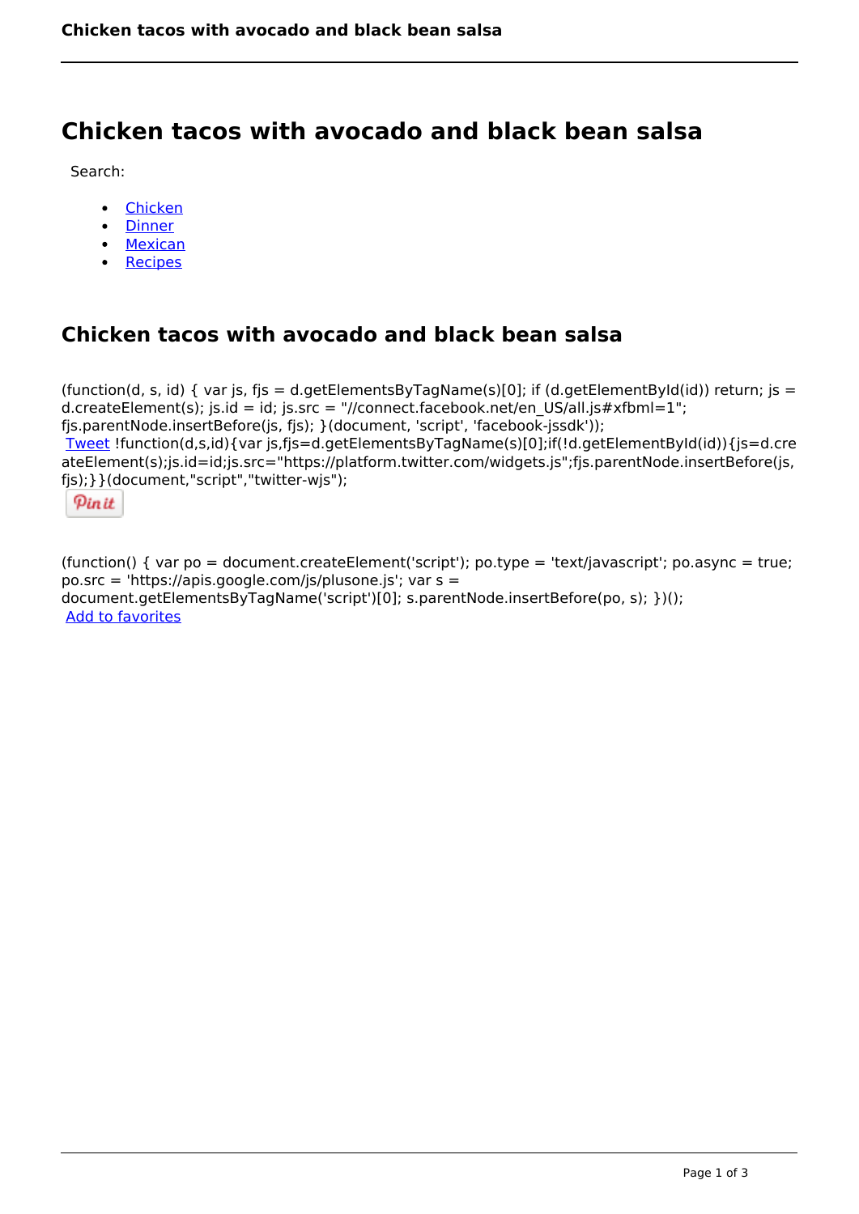# Chicken tacos with avocado and black bean salsa

Search:

- Chicken
- Dinner
- Mexican
- Recipes

## Chicken tacos with avocado and black bean salsa

(function(d, s, id) { var js, fjs = d.getElementsByTagName(s)[0]; if (d.getElementById(id)) return; js = d.createElement(s); js.id = id; js.src = "//connect.facebook.net/en_US/all.js#xfbml=1"; fjs.parentNode.insertBefore(js, fjs); }(document, 'script', 'facebook-jssdk'));
Tweet !function(d,s,id){var js,fjs=d.getElementsByTagName(s)[0];if(!d.getElementById(id)){js=d.createElement(s);js.id=id;js.src="https://platform.twitter.com/widgets.js";fjs.parentNode.insertBefore(js,fjs);}}(document,"script","twitter-wjs");

Pin it

(function() { var po = document.createElement('script'); po.type = 'text/javascript'; po.async = true; po.src = 'https://apis.google.com/js/plusone.js'; var s = document.getElementsByTagName('script')[0]; s.parentNode.insertBefore(po, s); })();
Add to favorites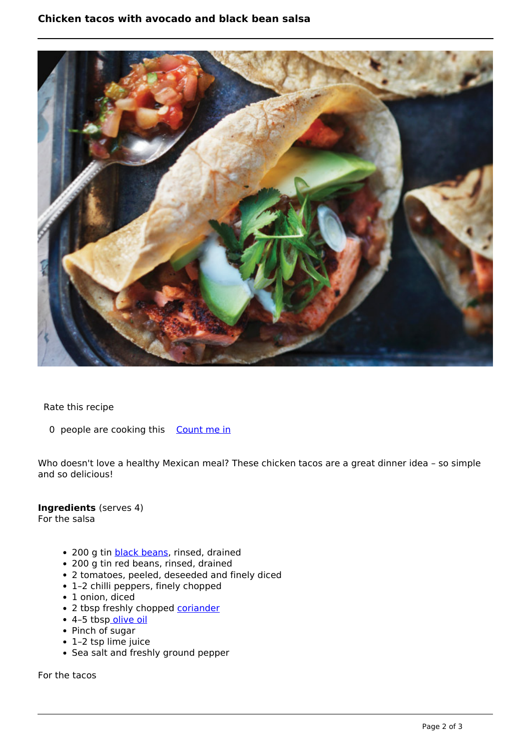Rate this recipe

0 people are cooking this Count me in

Who doesn't love a healthy Mexican meal? These chicken tacos are a great dinner idea – so simple and so delicious!

**Ingredients** (serves 4)
For the salsa

- 200 g tin black beans, rinsed, drained
- 200 g tin red beans, rinsed, drained
- 2 tomatoes, peeled, deseeded and finely diced
- 1–2 chilli peppers, finely chopped
- 1 onion, diced
- 2 tbsp freshly chopped coriander
- 4–5 tbsp olive oil
- Pinch of sugar
- 1–2 tsp lime juice
- Sea salt and freshly ground pepper

For the tacos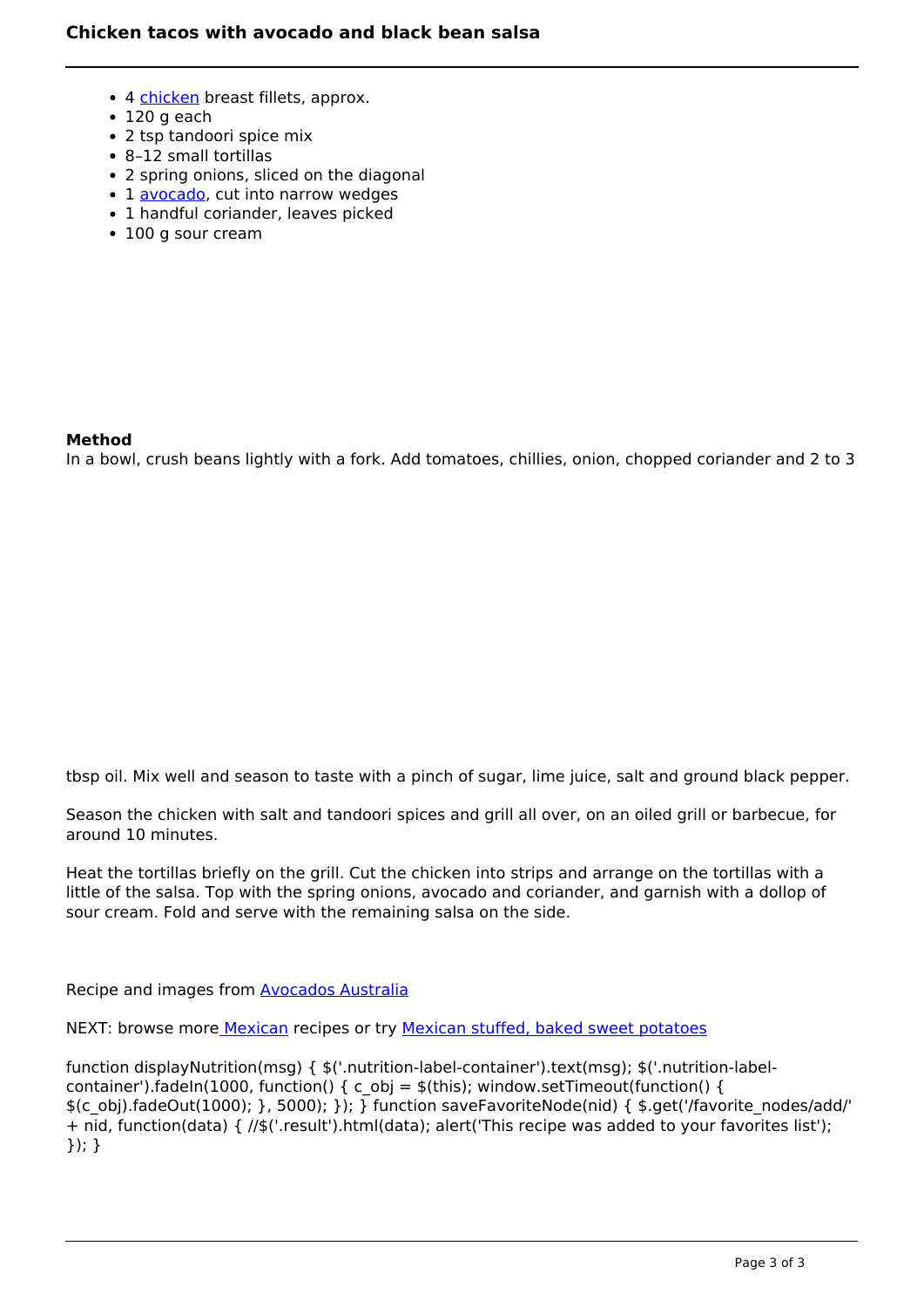- 4 chicken breast fillets, approx.
- 120 g each
- 2 tsp tandoori spice mix
- 8–12 small tortillas
- 2 spring onions, sliced on the diagonal
- 1 avocado, cut into narrow wedges
- 1 handful coriander, leaves picked
- 100 g sour cream

**Method**

In a bowl, crush beans lightly with a fork. Add tomatoes, chillies, onion, chopped coriander and 2 to 3 tbsp oil. Mix well and season to taste with a pinch of sugar, lime juice, salt and ground black pepper.

Season the chicken with salt and tandoori spices and grill all over, on an oiled grill or barbecue, for around 10 minutes.

Heat the tortillas briefly on the grill. Cut the chicken into strips and arrange on the tortillas with a little of the salsa. Top with the spring onions, avocado and coriander, and garnish with a dollop of sour cream. Fold and serve with the remaining salsa on the side.

Recipe and images from Avocados Australia

NEXT: browse more Mexican recipes or try Mexican stuffed, baked sweet potatoes

```
function displayNutrition(msg) { $('.nutrition-label-container').text(msg); $('.nutrition-label-container').fadeIn(1000, function() { c_obj = $(this); window.setTimeout(function() { $(c_obj).fadeOut(1000); }, 5000); }); } function saveFavoriteNode(nid) { $.get('/favorite_nodes/add/' + nid, function(data) { //$('.result').html(data); alert('This recipe was added to your favorites list'); }); }
```